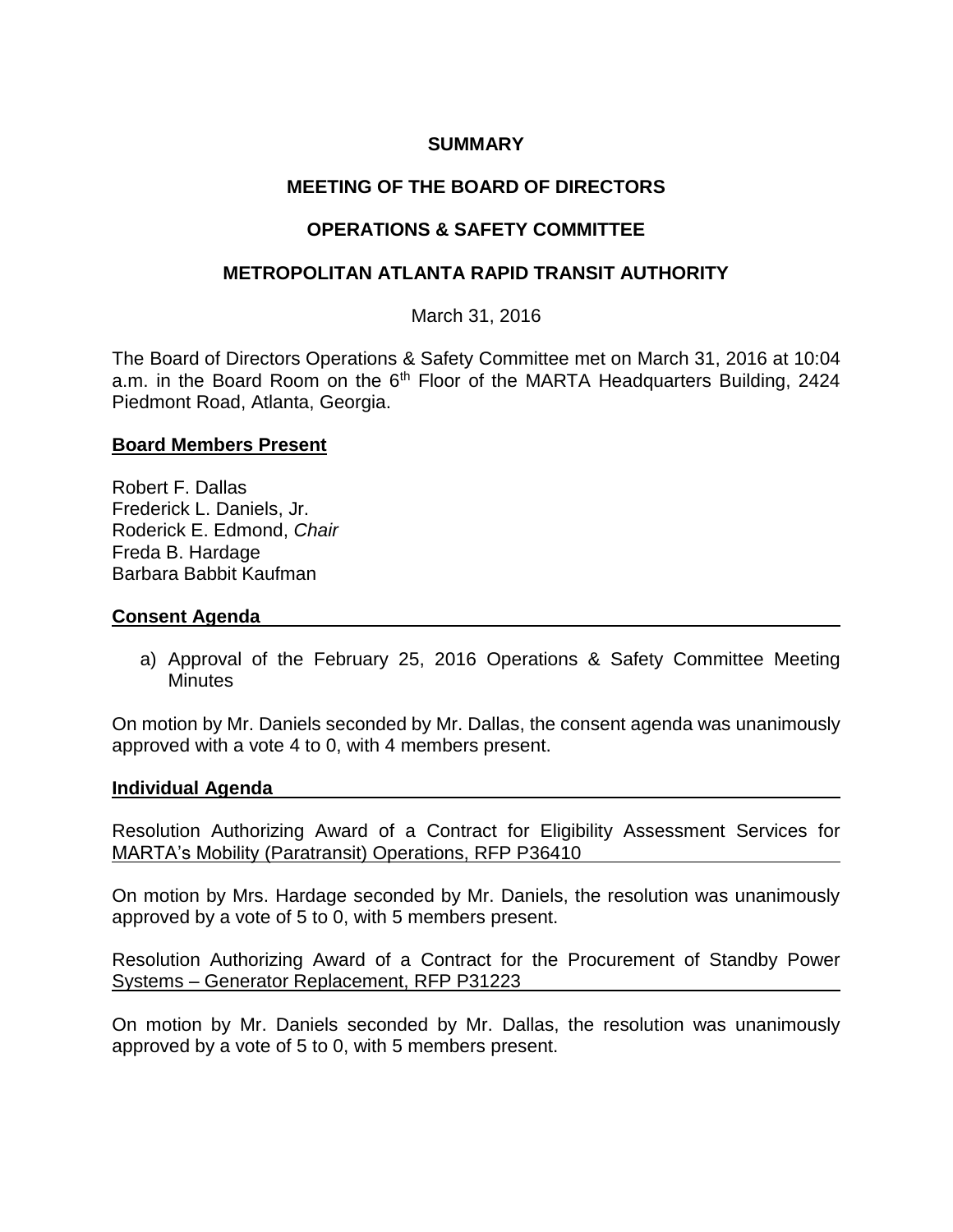**SUMMARY**

**MEETING OF THE BOARD OF DIRECTORS**

**OPERATIONS & SAFETY COMMITTEE**

**METROPOLITAN ATLANTA RAPID TRANSIT AUTHORITY**

March 31, 2016

The Board of Directors Operations & Safety Committee met on March 31, 2016 at 10:04 a.m. in the Board Room on the 6th Floor of the MARTA Headquarters Building, 2424 Piedmont Road, Atlanta, Georgia.

**Board Members Present**

Robert F. Dallas
Frederick L. Daniels, Jr.
Roderick E. Edmond, *Chair*
Freda B. Hardage
Barbara Babbit Kaufman

**Consent Agenda**

a) Approval of the February 25, 2016 Operations & Safety Committee Meeting Minutes

On motion by Mr. Daniels seconded by Mr. Dallas, the consent agenda was unanimously approved with a vote 4 to 0, with 4 members present.

**Individual Agenda**

Resolution Authorizing Award of a Contract for Eligibility Assessment Services for MARTA's Mobility (Paratransit) Operations, RFP P36410

On motion by Mrs. Hardage seconded by Mr. Daniels, the resolution was unanimously approved by a vote of 5 to 0, with 5 members present.

Resolution Authorizing Award of a Contract for the Procurement of Standby Power Systems – Generator Replacement, RFP P31223

On motion by Mr. Daniels seconded by Mr. Dallas, the resolution was unanimously approved by a vote of 5 to 0, with 5 members present.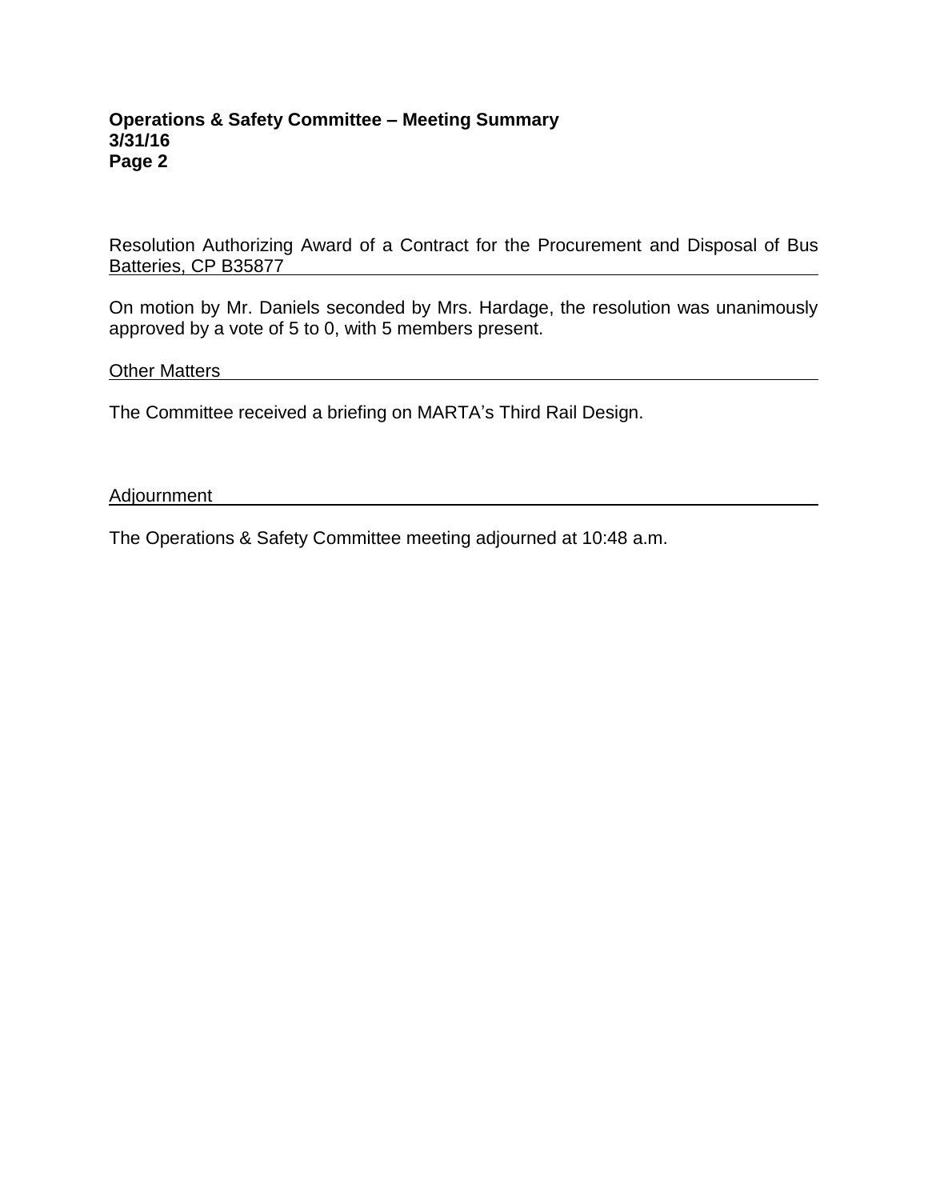Resolution Authorizing Award of a Contract for the Procurement and Disposal of Bus Batteries, CP B35877

On motion by Mr. Daniels seconded by Mrs. Hardage, the resolution was unanimously approved by a vote of 5 to 0, with 5 members present.

Other Matters

The Committee received a briefing on MARTA's Third Rail Design.

Adjournment

The Operations & Safety Committee meeting adjourned at 10:48 a.m.